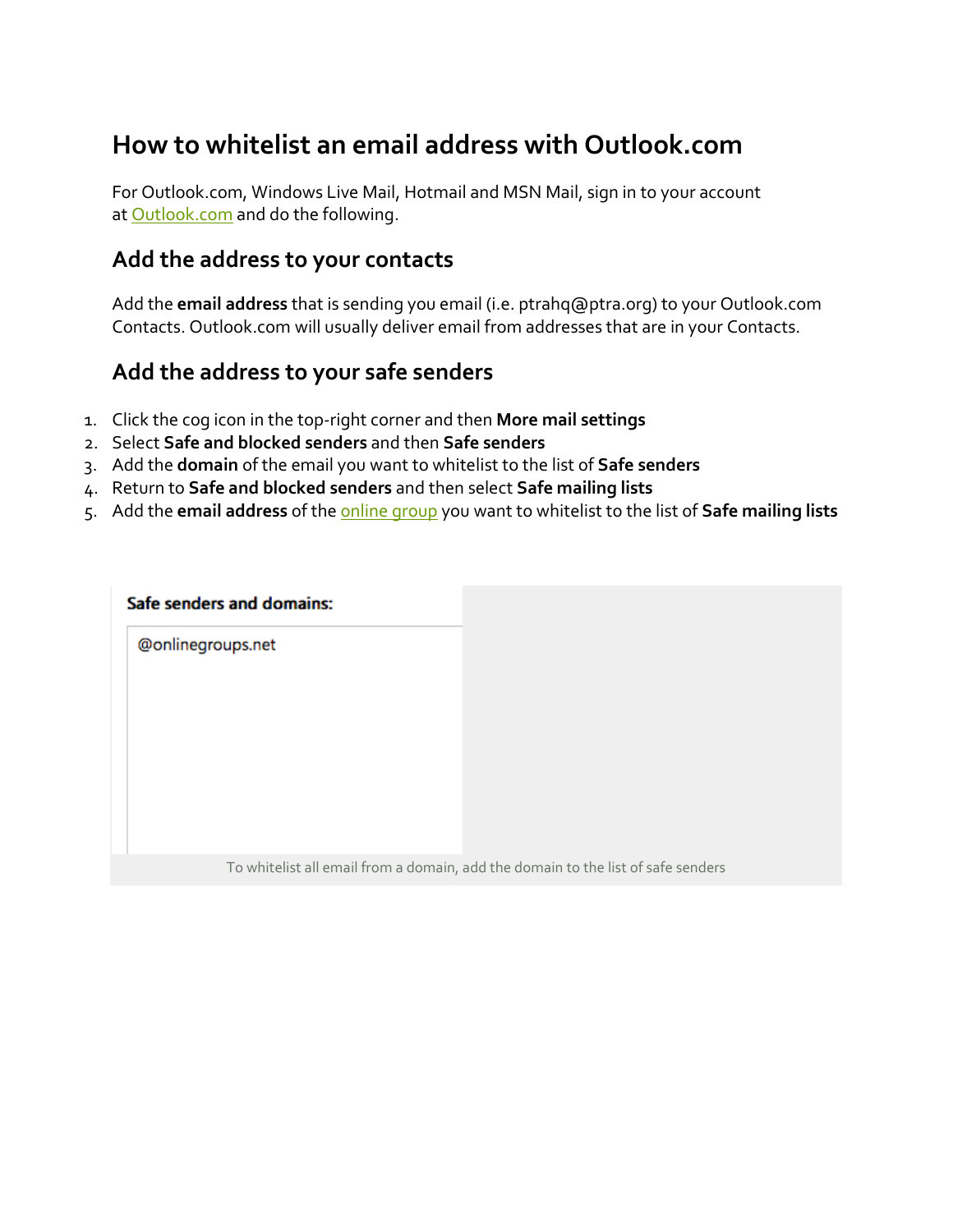# How to whitelist an email address with Outlook.com

For Outlook.com, Windows Live Mail, Hotmail and MSN Mail, sign in to your account at Outlook.com and do the following.

## Add the address to your contacts

Add the **email address** that is sending you email (i.e. ptrahq@ptra.org) to your Outlook.com Contacts. Outlook.com will usually deliver email from addresses that are in your Contacts.

## Add the address to your safe senders

1. Click the cog icon in the top-right corner and then **More mail settings**
2. Select **Safe and blocked senders** and then **Safe senders**
3. Add the **domain** of the email you want to whitelist to the list of **Safe senders**
4. Return to **Safe and blocked senders** and then select **Safe mailing lists**
5. Add the **email address** of the online group you want to whitelist to the list of **Safe mailing lists**

**Safe senders and domains:**

@onlinegroups.net

To whitelist all email from a domain, add the domain to the list of safe senders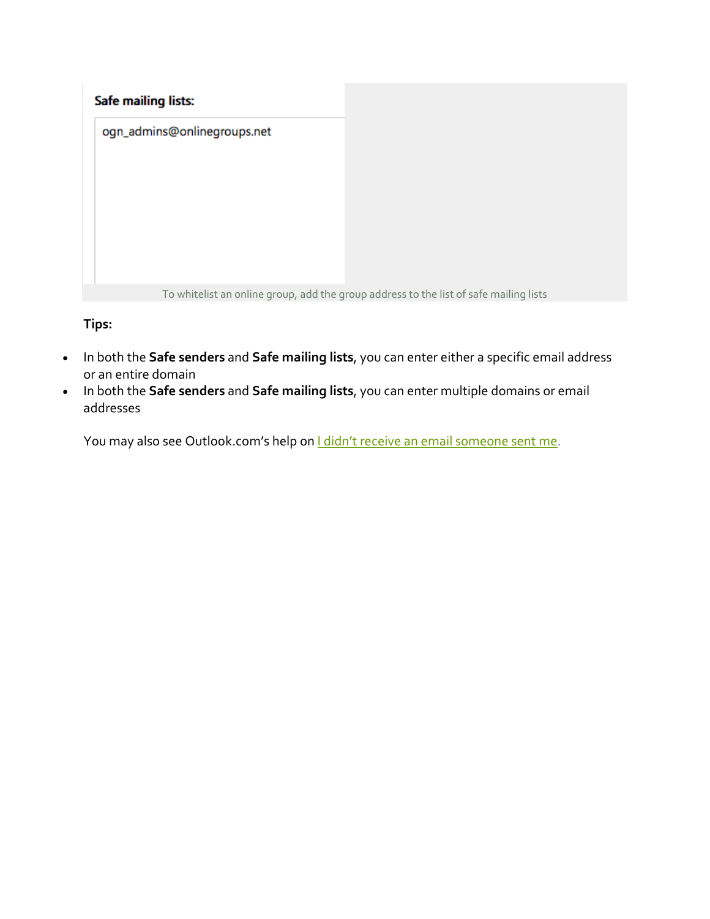**Safe mailing lists:**

ogn_admins@onlinegroups.net

To whitelist an online group, add the group address to the list of safe mailing lists

**Tips:**

- In both the **Safe senders** and **Safe mailing lists**, you can enter either a specific email address or an entire domain
- In both the **Safe senders** and **Safe mailing lists**, you can enter multiple domains or email addresses

You may also see Outlook.com's help on I didn't receive an email someone sent me.